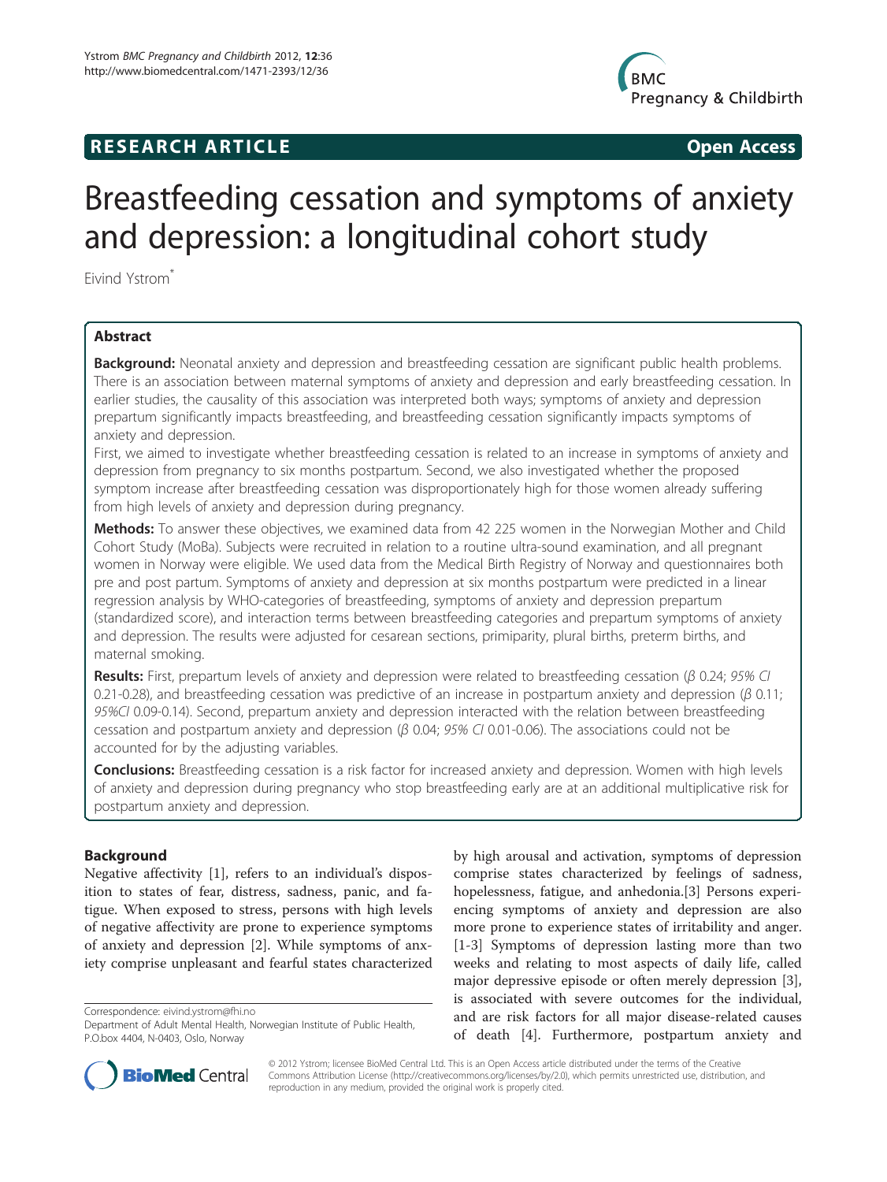**RESEARCH ARTICLE** **Open Access**

# Breastfeeding cessation and symptoms of anxiety and depression: a longitudinal cohort study

Eivind Ystrom*

## Abstract

**Background:** Neonatal anxiety and depression and breastfeeding cessation are significant public health problems. There is an association between maternal symptoms of anxiety and depression and early breastfeeding cessation. In earlier studies, the causality of this association was interpreted both ways; symptoms of anxiety and depression prepartum significantly impacts breastfeeding, and breastfeeding cessation significantly impacts symptoms of anxiety and depression.

First, we aimed to investigate whether breastfeeding cessation is related to an increase in symptoms of anxiety and depression from pregnancy to six months postpartum. Second, we also investigated whether the proposed symptom increase after breastfeeding cessation was disproportionately high for those women already suffering from high levels of anxiety and depression during pregnancy.

**Methods:** To answer these objectives, we examined data from 42 225 women in the Norwegian Mother and Child Cohort Study (MoBa). Subjects were recruited in relation to a routine ultra-sound examination, and all pregnant women in Norway were eligible. We used data from the Medical Birth Registry of Norway and questionnaires both pre and post partum. Symptoms of anxiety and depression at six months postpartum were predicted in a linear regression analysis by WHO-categories of breastfeeding, symptoms of anxiety and depression prepartum (standardized score), and interaction terms between breastfeeding categories and prepartum symptoms of anxiety and depression. The results were adjusted for cesarean sections, primiparity, plural births, preterm births, and maternal smoking.

**Results:** First, prepartum levels of anxiety and depression were related to breastfeeding cessation ($\beta$ 0.24; *95% CI* 0.21-0.28), and breastfeeding cessation was predictive of an increase in postpartum anxiety and depression ($\beta$ 0.11; *95%CI* 0.09-0.14). Second, prepartum anxiety and depression interacted with the relation between breastfeeding cessation and postpartum anxiety and depression ($\beta$ 0.04; *95% CI* 0.01-0.06). The associations could not be accounted for by the adjusting variables.

**Conclusions:** Breastfeeding cessation is a risk factor for increased anxiety and depression. Women with high levels of anxiety and depression during pregnancy who stop breastfeeding early are at an additional multiplicative risk for postpartum anxiety and depression.

## Background

Negative affectivity [1], refers to an individual's disposition to states of fear, distress, sadness, panic, and fatigue. When exposed to stress, persons with high levels of negative affectivity are prone to experience symptoms of anxiety and depression [2]. While symptoms of anxiety comprise unpleasant and fearful states characterized by high arousal and activation, symptoms of depression comprise states characterized by feelings of sadness, hopelessness, fatigue, and anhedonia.[3] Persons experiencing symptoms of anxiety and depression are also more prone to experience states of irritability and anger. [1-3] Symptoms of depression lasting more than two weeks and relating to most aspects of daily life, called major depressive episode or often merely depression [3], is associated with severe outcomes for the individual, and are risk factors for all major disease-related causes of death [4]. Furthermore, postpartum anxiety and

Correspondence: eivind.ystrom@fhi.no
Department of Adult Mental Health, Norwegian Institute of Public Health, P.O.box 4404, N-0403, Oslo, Norway

© 2012 Ystrom; licensee BioMed Central Ltd. This is an Open Access article distributed under the terms of the Creative Commons Attribution License (http://creativecommons.org/licenses/by/2.0), which permits unrestricted use, distribution, and reproduction in any medium, provided the original work is properly cited.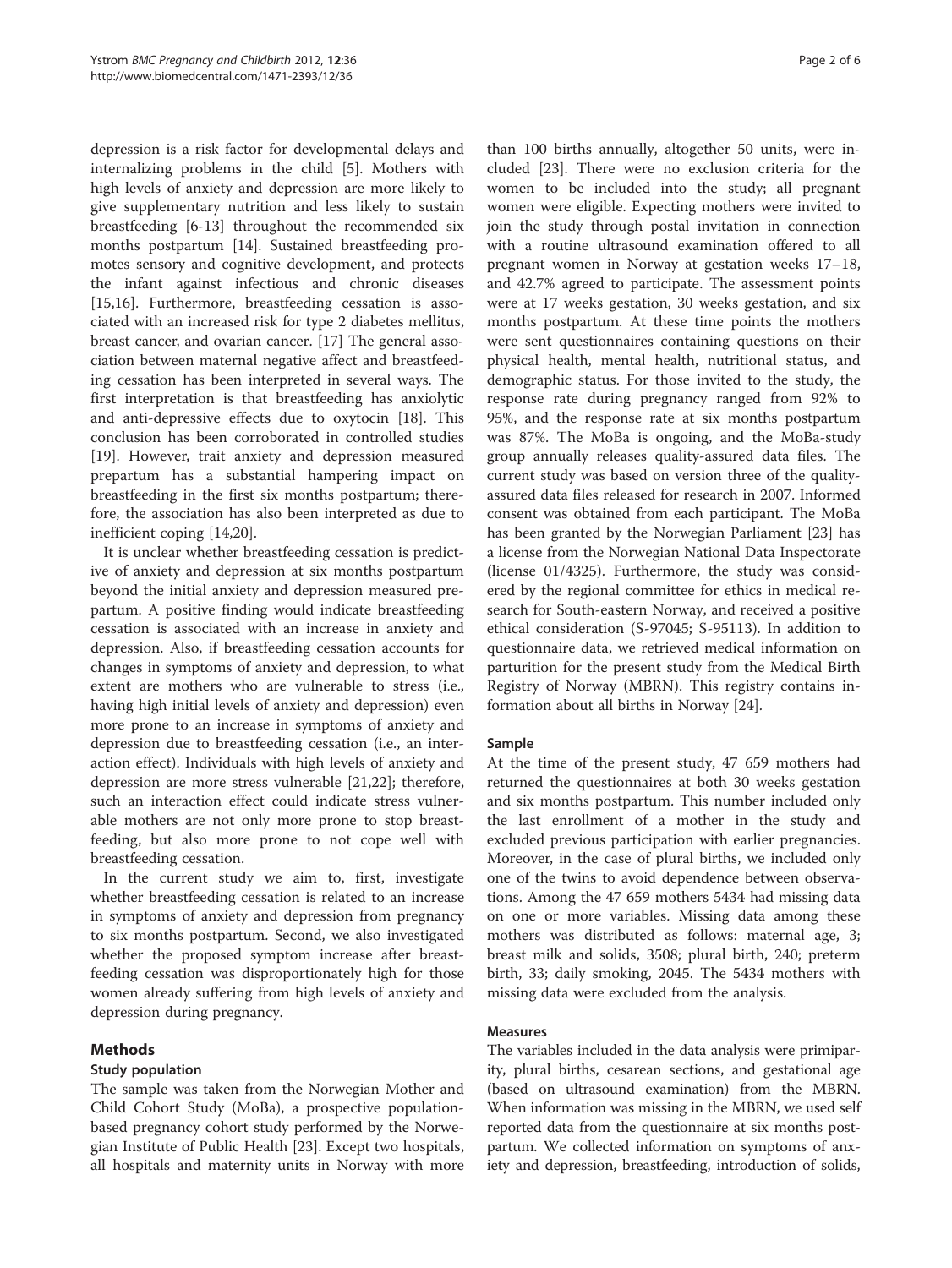depression is a risk factor for developmental delays and internalizing problems in the child [5]. Mothers with high levels of anxiety and depression are more likely to give supplementary nutrition and less likely to sustain breastfeeding [6-13] throughout the recommended six months postpartum [14]. Sustained breastfeeding promotes sensory and cognitive development, and protects the infant against infectious and chronic diseases [15,16]. Furthermore, breastfeeding cessation is associated with an increased risk for type 2 diabetes mellitus, breast cancer, and ovarian cancer. [17] The general association between maternal negative affect and breastfeeding cessation has been interpreted in several ways. The first interpretation is that breastfeeding has anxiolytic and anti-depressive effects due to oxytocin [18]. This conclusion has been corroborated in controlled studies [19]. However, trait anxiety and depression measured prepartum has a substantial hampering impact on breastfeeding in the first six months postpartum; therefore, the association has also been interpreted as due to inefficient coping [14,20].

It is unclear whether breastfeeding cessation is predictive of anxiety and depression at six months postpartum beyond the initial anxiety and depression measured prepartum. A positive finding would indicate breastfeeding cessation is associated with an increase in anxiety and depression. Also, if breastfeeding cessation accounts for changes in symptoms of anxiety and depression, to what extent are mothers who are vulnerable to stress (i.e., having high initial levels of anxiety and depression) even more prone to an increase in symptoms of anxiety and depression due to breastfeeding cessation (i.e., an interaction effect). Individuals with high levels of anxiety and depression are more stress vulnerable [21,22]; therefore, such an interaction effect could indicate stress vulnerable mothers are not only more prone to stop breastfeeding, but also more prone to not cope well with breastfeeding cessation.

In the current study we aim to, first, investigate whether breastfeeding cessation is related to an increase in symptoms of anxiety and depression from pregnancy to six months postpartum. Second, we also investigated whether the proposed symptom increase after breastfeeding cessation was disproportionately high for those women already suffering from high levels of anxiety and depression during pregnancy.

## Methods

### Study population

The sample was taken from the Norwegian Mother and Child Cohort Study (MoBa), a prospective population-based pregnancy cohort study performed by the Norwegian Institute of Public Health [23]. Except two hospitals, all hospitals and maternity units in Norway with more than 100 births annually, altogether 50 units, were included [23]. There were no exclusion criteria for the women to be included into the study; all pregnant women were eligible. Expecting mothers were invited to join the study through postal invitation in connection with a routine ultrasound examination offered to all pregnant women in Norway at gestation weeks 17–18, and 42.7% agreed to participate. The assessment points were at 17 weeks gestation, 30 weeks gestation, and six months postpartum. At these time points the mothers were sent questionnaires containing questions on their physical health, mental health, nutritional status, and demographic status. For those invited to the study, the response rate during pregnancy ranged from 92% to 95%, and the response rate at six months postpartum was 87%. The MoBa is ongoing, and the MoBa-study group annually releases quality-assured data files. The current study was based on version three of the quality-assured data files released for research in 2007. Informed consent was obtained from each participant. The MoBa has been granted by the Norwegian Parliament [23] has a license from the Norwegian National Data Inspectorate (license 01/4325). Furthermore, the study was considered by the regional committee for ethics in medical research for South-eastern Norway, and received a positive ethical consideration (S-97045; S-95113). In addition to questionnaire data, we retrieved medical information on parturition for the present study from the Medical Birth Registry of Norway (MBRN). This registry contains information about all births in Norway [24].

### Sample

At the time of the present study, 47 659 mothers had returned the questionnaires at both 30 weeks gestation and six months postpartum. This number included only the last enrollment of a mother in the study and excluded previous participation with earlier pregnancies. Moreover, in the case of plural births, we included only one of the twins to avoid dependence between observations. Among the 47 659 mothers 5434 had missing data on one or more variables. Missing data among these mothers was distributed as follows: maternal age, 3; breast milk and solids, 3508; plural birth, 240; preterm birth, 33; daily smoking, 2045. The 5434 mothers with missing data were excluded from the analysis.

### Measures

The variables included in the data analysis were primiparity, plural births, cesarean sections, and gestational age (based on ultrasound examination) from the MBRN. When information was missing in the MBRN, we used self reported data from the questionnaire at six months postpartum. We collected information on symptoms of anxiety and depression, breastfeeding, introduction of solids,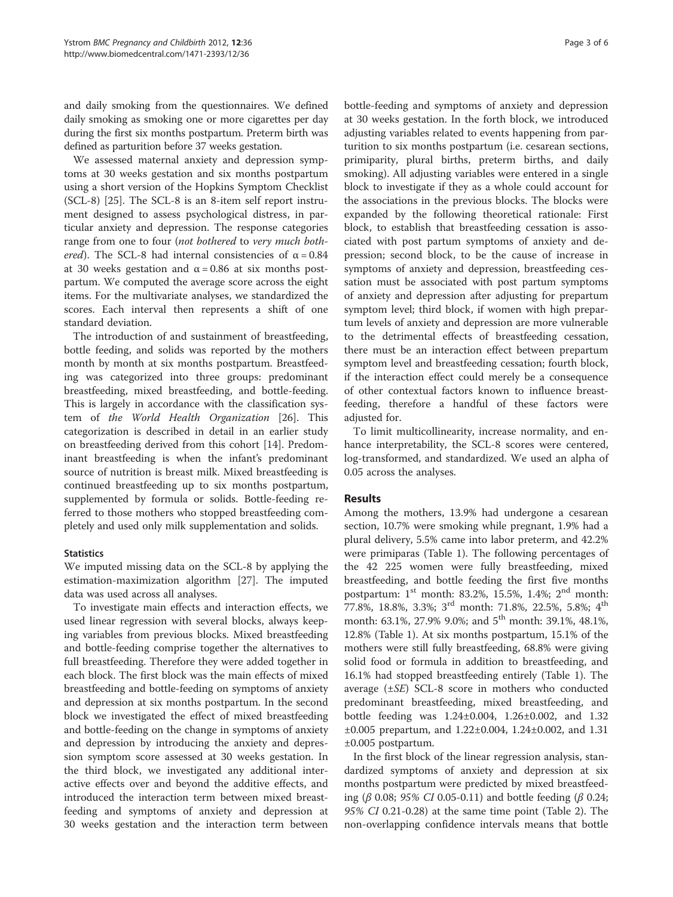and daily smoking from the questionnaires. We defined daily smoking as smoking one or more cigarettes per day during the first six months postpartum. Preterm birth was defined as parturition before 37 weeks gestation.

We assessed maternal anxiety and depression symptoms at 30 weeks gestation and six months postpartum using a short version of the Hopkins Symptom Checklist (SCL-8) [25]. The SCL-8 is an 8-item self report instrument designed to assess psychological distress, in particular anxiety and depression. The response categories range from one to four (*not bothered* to *very much bothered*). The SCL-8 had internal consistencies of $\alpha = 0.84$ at 30 weeks gestation and $\alpha = 0.86$ at six months postpartum. We computed the average score across the eight items. For the multivariate analyses, we standardized the scores. Each interval then represents a shift of one standard deviation.

The introduction of and sustainment of breastfeeding, bottle feeding, and solids was reported by the mothers month by month at six months postpartum. Breastfeeding was categorized into three groups: predominant breastfeeding, mixed breastfeeding, and bottle-feeding. This is largely in accordance with the classification system of *the World Health Organization* [26]. This categorization is described in detail in an earlier study on breastfeeding derived from this cohort [14]. Predominant breastfeeding is when the infant's predominant source of nutrition is breast milk. Mixed breastfeeding is continued breastfeeding up to six months postpartum, supplemented by formula or solids. Bottle-feeding referred to those mothers who stopped breastfeeding completely and used only milk supplementation and solids.

### Statistics

We imputed missing data on the SCL-8 by applying the estimation-maximization algorithm [27]. The imputed data was used across all analyses.

To investigate main effects and interaction effects, we used linear regression with several blocks, always keeping variables from previous blocks. Mixed breastfeeding and bottle-feeding comprise together the alternatives to full breastfeeding. Therefore they were added together in each block. The first block was the main effects of mixed breastfeeding and bottle-feeding on symptoms of anxiety and depression at six months postpartum. In the second block we investigated the effect of mixed breastfeeding and bottle-feeding on the change in symptoms of anxiety and depression by introducing the anxiety and depression symptom score assessed at 30 weeks gestation. In the third block, we investigated any additional interactive effects over and beyond the additive effects, and introduced the interaction term between mixed breastfeeding and symptoms of anxiety and depression at 30 weeks gestation and the interaction term between bottle-feeding and symptoms of anxiety and depression at 30 weeks gestation. In the forth block, we introduced adjusting variables related to events happening from parturition to six months postpartum (i.e. cesarean sections, primiparity, plural births, preterm births, and daily smoking). All adjusting variables were entered in a single block to investigate if they as a whole could account for the associations in the previous blocks. The blocks were expanded by the following theoretical rationale: First block, to establish that breastfeeding cessation is associated with post partum symptoms of anxiety and depression; second block, to be the cause of increase in symptoms of anxiety and depression, breastfeeding cessation must be associated with post partum symptoms of anxiety and depression after adjusting for prepartum symptom level; third block, if women with high prepartum levels of anxiety and depression are more vulnerable to the detrimental effects of breastfeeding cessation, there must be an interaction effect between prepartum symptom level and breastfeeding cessation; fourth block, if the interaction effect could merely be a consequence of other contextual factors known to influence breastfeeding, therefore a handful of these factors were adjusted for.

To limit multicollinearity, increase normality, and enhance interpretability, the SCL-8 scores were centered, log-transformed, and standardized. We used an alpha of 0.05 across the analyses.

## Results

Among the mothers, 13.9% had undergone a cesarean section, 10.7% were smoking while pregnant, 1.9% had a plural delivery, 5.5% came into labor preterm, and 42.2% were primiparas (Table 1). The following percentages of the 42 225 women were fully breastfeeding, mixed breastfeeding, and bottle feeding the first five months postpartum: 1st month: 83.2%, 15.5%, 1.4%; 2nd month: 77.8%, 18.8%, 3.3%; 3rd month: 71.8%, 22.5%, 5.8%; 4th month: 63.1%, 27.9% 9.0%; and 5th month: 39.1%, 48.1%, 12.8% (Table 1). At six months postpartum, 15.1% of the mothers were still fully breastfeeding, 68.8% were giving solid food or formula in addition to breastfeeding, and 16.1% had stopped breastfeeding entirely (Table 1). The average (±*SE*) SCL-8 score in mothers who conducted predominant breastfeeding, mixed breastfeeding, and bottle feeding was 1.24±0.004, 1.26±0.002, and 1.32 ±0.005 prepartum, and 1.22±0.004, 1.24±0.002, and 1.31 ±0.005 postpartum.

In the first block of the linear regression analysis, standardized symptoms of anxiety and depression at six months postpartum were predicted by mixed breastfeeding ($\beta$ 0.08; *95% CI* 0.05-0.11) and bottle feeding ($\beta$ 0.24; *95% CI* 0.21-0.28) at the same time point (Table 2). The non-overlapping confidence intervals means that bottle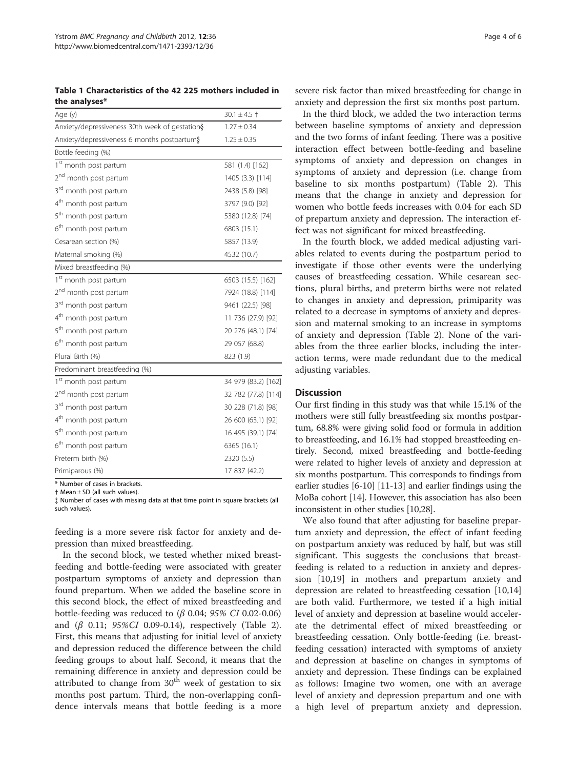**Table 1 Characteristics of the 42 225 mothers included in the analyses***

| Age (y) | 30.1 ± 4.5 † |
|---|---|
| Anxiety/depressiveness 30th week of gestation§ | 1.27 ± 0.34 |
| Anxiety/depressiveness 6 months postpartum§ | 1.25 ± 0.35 |
| Bottle feeding (%) | |
| 1st month post partum | 581 (1.4) [162] |
| 2nd month post partum | 1405 (3.3) [114] |
| 3rd month post partum | 2438 (5.8) [98] |
| 4th month post partum | 3797 (9.0) [92] |
| 5th month post partum | 5380 (12.8) [74] |
| 6th month post partum | 6803 (15.1) |
| Cesarean section (%) | 5857 (13.9) |
| Maternal smoking (%) | 4532 (10.7) |
| Mixed breastfeeding (%) | |
| 1st month post partum | 6503 (15.5) [162] |
| 2nd month post partum | 7924 (18.8) [114] |
| 3rd month post partum | 9461 (22.5) [98] |
| 4th month post partum | 11 736 (27.9) [92] |
| 5th month post partum | 20 276 (48.1) [74] |
| 6th month post partum | 29 057 (68.8) |
| Plural Birth (%) | 823 (1.9) |
| Predominant breastfeeding (%) | |
| 1st month post partum | 34 979 (83.2) [162] |
| 2nd month post partum | 32 782 (77.8) [114] |
| 3rd month post partum | 30 228 (71.8) [98] |
| 4th month post partum | 26 600 (63.1) [92] |
| 5th month post partum | 16 495 (39.1) [74] |
| 6th month post partum | 6365 (16.1) |
| Preterm birth (%) | 2320 (5.5) |
| Primiparous (%) | 17 837 (42.2) |

\* Number of cases in brackets.
† Mean ± SD (all such values).
‡ Number of cases with missing data at that time point in square brackets (all such values).

feeding is a more severe risk factor for anxiety and depression than mixed breastfeeding.

In the second block, we tested whether mixed breastfeeding and bottle-feeding were associated with greater postpartum symptoms of anxiety and depression than found prepartum. When we added the baseline score in this second block, the effect of mixed breastfeeding and bottle-feeding was reduced to ($\beta$ 0.04; *95% CI* 0.02-0.06) and ($\beta$ 0.11; *95%CI* 0.09-0.14), respectively (Table 2). First, this means that adjusting for initial level of anxiety and depression reduced the difference between the child feeding groups to about half. Second, it means that the remaining difference in anxiety and depression could be attributed to change from 30th week of gestation to six months post partum. Third, the non-overlapping confidence intervals means that bottle feeding is a more severe risk factor than mixed breastfeeding for change in anxiety and depression the first six months post partum.

In the third block, we added the two interaction terms between baseline symptoms of anxiety and depression and the two forms of infant feeding. There was a positive interaction effect between bottle-feeding and baseline symptoms of anxiety and depression on changes in symptoms of anxiety and depression (i.e. change from baseline to six months postpartum) (Table 2). This means that the change in anxiety and depression for women who bottle feeds increases with 0.04 for each SD of prepartum anxiety and depression. The interaction effect was not significant for mixed breastfeeding.

In the fourth block, we added medical adjusting variables related to events during the postpartum period to investigate if those other events were the underlying causes of breastfeeding cessation. While cesarean sections, plural births, and preterm births were not related to changes in anxiety and depression, primiparity was related to a decrease in symptoms of anxiety and depression and maternal smoking to an increase in symptoms of anxiety and depression (Table 2). None of the variables from the three earlier blocks, including the interaction terms, were made redundant due to the medical adjusting variables.

## Discussion

Our first finding in this study was that while 15.1% of the mothers were still fully breastfeeding six months postpartum, 68.8% were giving solid food or formula in addition to breastfeeding, and 16.1% had stopped breastfeeding entirely. Second, mixed breastfeeding and bottle-feeding were related to higher levels of anxiety and depression at six months postpartum. This corresponds to findings from earlier studies [6-10] [11-13] and earlier findings using the MoBa cohort [14]. However, this association has also been inconsistent in other studies [10,28].

We also found that after adjusting for baseline prepartum anxiety and depression, the effect of infant feeding on postpartum anxiety was reduced by half, but was still significant. This suggests the conclusions that breastfeeding is related to a reduction in anxiety and depression [10,19] in mothers and prepartum anxiety and depression are related to breastfeeding cessation [10,14] are both valid. Furthermore, we tested if a high initial level of anxiety and depression at baseline would accelerate the detrimental effect of mixed breastfeeding or breastfeeding cessation. Only bottle-feeding (i.e. breastfeeding cessation) interacted with symptoms of anxiety and depression at baseline on changes in symptoms of anxiety and depression. These findings can be explained as follows: Imagine two women, one with an average level of anxiety and depression prepartum and one with a high level of prepartum anxiety and depression.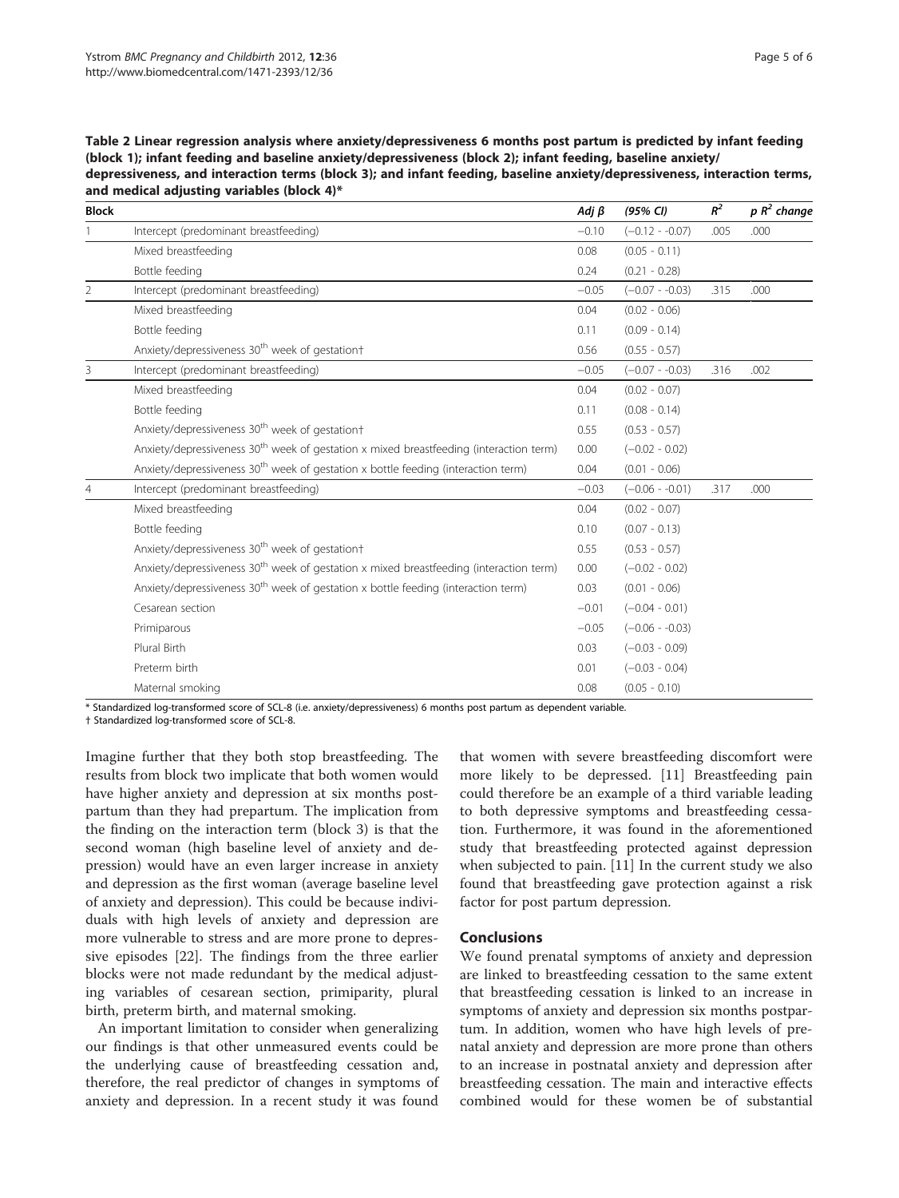**Table 2 Linear regression analysis where anxiety/depressiveness 6 months post partum is predicted by infant feeding (block 1); infant feeding and baseline anxiety/depressiveness (block 2); infant feeding, baseline anxiety/depressiveness, and interaction terms (block 3); and infant feeding, baseline anxiety/depressiveness, interaction terms, and medical adjusting variables (block 4)***

| Block | | Adj β | (95% CI) | $R^2$ | p $R^2$ change |
|---|---|---|---|---|---|
| 1 | Intercept (predominant breastfeeding) | −0.10 | (−0.12 - -0.07) | .005 | .000 |
| | Mixed breastfeeding | 0.08 | (0.05 - 0.11) | | |
| | Bottle feeding | 0.24 | (0.21 - 0.28) | | |
| 2 | Intercept (predominant breastfeeding) | −0.05 | (−0.07 - -0.03) | .315 | .000 |
| | Mixed breastfeeding | 0.04 | (0.02 - 0.06) | | |
| | Bottle feeding | 0.11 | (0.09 - 0.14) | | |
| | Anxiety/depressiveness 30th week of gestation† | 0.56 | (0.55 - 0.57) | | |
| 3 | Intercept (predominant breastfeeding) | −0.05 | (−0.07 - -0.03) | .316 | .002 |
| | Mixed breastfeeding | 0.04 | (0.02 - 0.07) | | |
| | Bottle feeding | 0.11 | (0.08 - 0.14) | | |
| | Anxiety/depressiveness 30th week of gestation† | 0.55 | (0.53 - 0.57) | | |
| | Anxiety/depressiveness 30th week of gestation x mixed breastfeeding (interaction term) | 0.00 | (−0.02 - 0.02) | | |
| | Anxiety/depressiveness 30th week of gestation x bottle feeding (interaction term) | 0.04 | (0.01 - 0.06) | | |
| 4 | Intercept (predominant breastfeeding) | −0.03 | (−0.06 - -0.01) | .317 | .000 |
| | Mixed breastfeeding | 0.04 | (0.02 - 0.07) | | |
| | Bottle feeding | 0.10 | (0.07 - 0.13) | | |
| | Anxiety/depressiveness 30th week of gestation† | 0.55 | (0.53 - 0.57) | | |
| | Anxiety/depressiveness 30th week of gestation x mixed breastfeeding (interaction term) | 0.00 | (−0.02 - 0.02) | | |
| | Anxiety/depressiveness 30th week of gestation x bottle feeding (interaction term) | 0.03 | (0.01 - 0.06) | | |
| | Cesarean section | −0.01 | (−0.04 - 0.01) | | |
| | Primiparous | −0.05 | (−0.06 - -0.03) | | |
| | Plural Birth | 0.03 | (−0.03 - 0.09) | | |
| | Preterm birth | 0.01 | (−0.03 - 0.04) | | |
| | Maternal smoking | 0.08 | (0.05 - 0.10) | | |

* Standardized log-transformed score of SCL-8 (i.e. anxiety/depressiveness) 6 months post partum as dependent variable.
† Standardized log-transformed score of SCL-8.

Imagine further that they both stop breastfeeding. The results from block two implicate that both women would have higher anxiety and depression at six months postpartum than they had prepartum. The implication from the finding on the interaction term (block 3) is that the second woman (high baseline level of anxiety and depression) would have an even larger increase in anxiety and depression as the first woman (average baseline level of anxiety and depression). This could be because individuals with high levels of anxiety and depression are more vulnerable to stress and are more prone to depressive episodes [22]. The findings from the three earlier blocks were not made redundant by the medical adjusting variables of cesarean section, primiparity, plural birth, preterm birth, and maternal smoking.

An important limitation to consider when generalizing our findings is that other unmeasured events could be the underlying cause of breastfeeding cessation and, therefore, the real predictor of changes in symptoms of anxiety and depression. In a recent study it was found that women with severe breastfeeding discomfort were more likely to be depressed. [11] Breastfeeding pain could therefore be an example of a third variable leading to both depressive symptoms and breastfeeding cessation. Furthermore, it was found in the aforementioned study that breastfeeding protected against depression when subjected to pain. [11] In the current study we also found that breastfeeding gave protection against a risk factor for post partum depression.

## Conclusions

We found prenatal symptoms of anxiety and depression are linked to breastfeeding cessation to the same extent that breastfeeding cessation is linked to an increase in symptoms of anxiety and depression six months postpartum. In addition, women who have high levels of prenatal anxiety and depression are more prone than others to an increase in postnatal anxiety and depression after breastfeeding cessation. The main and interactive effects combined would for these women be of substantial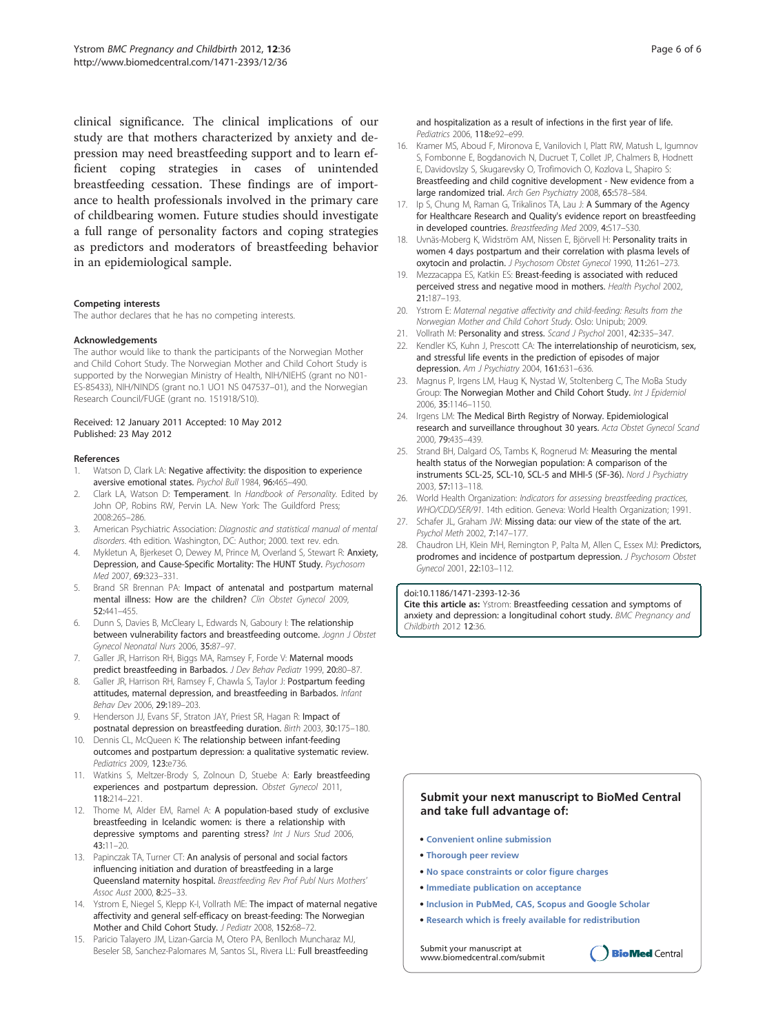clinical significance. The clinical implications of our study are that mothers characterized by anxiety and depression may need breastfeeding support and to learn efficient coping strategies in cases of unintended breastfeeding cessation. These findings are of importance to health professionals involved in the primary care of childbearing women. Future studies should investigate a full range of personality factors and coping strategies as predictors and moderators of breastfeeding behavior in an epidemiological sample.

#### Competing interests

The author declares that he has no competing interests.

#### Acknowledgements

The author would like to thank the participants of the Norwegian Mother and Child Cohort Study. The Norwegian Mother and Child Cohort Study is supported by the Norwegian Ministry of Health, NIH/NIEHS (grant no N01-ES-85433), NIH/NINDS (grant no.1 UO1 NS 047537–01), and the Norwegian Research Council/FUGE (grant no. 151918/S10).

Received: 12 January 2011 Accepted: 10 May 2012
Published: 23 May 2012

#### References

1. Watson D, Clark LA: **Negative affectivity: the disposition to experience aversive emotional states.** *Psychol Bull* 1984, **96:**465–490.
2. Clark LA, Watson D: **Temperament**. In *Handbook of Personality*. Edited by John OP, Robins RW, Pervin LA. New York: The Guildford Press; 2008:265–286.
3. American Psychiatric Association: *Diagnostic and statistical manual of mental disorders*. 4th edition. Washington, DC: Author; 2000. text rev. edn.
4. Mykletun A, Bjerkeset O, Dewey M, Prince M, Overland S, Stewart R: **Anxiety, Depression, and Cause-Specific Mortality: The HUNT Study.** *Psychosom Med* 2007, **69:**323–331.
5. Brand SR Brennan PA: **Impact of antenatal and postpartum maternal mental illness: How are the children?** *Clin Obstet Gynecol* 2009, **52:**441–455.
6. Dunn S, Davies B, McCleary L, Edwards N, Gaboury I: **The relationship between vulnerability factors and breastfeeding outcome.** *Jognn J Obstet Gynecol Neonatal Nurs* 2006, **35:**87–97.
7. Galler JR, Harrison RH, Biggs MA, Ramsey F, Forde V: **Maternal moods predict breastfeeding in Barbados.** *J Dev Behav Pediatr* 1999, **20:**80–87.
8. Galler JR, Harrison RH, Ramsey F, Chawla S, Taylor J: **Postpartum feeding attitudes, maternal depression, and breastfeeding in Barbados.** *Infant Behav Dev* 2006, **29:**189–203.
9. Henderson JJ, Evans SF, Straton JAY, Priest SR, Hagan R: **Impact of postnatal depression on breastfeeding duration.** *Birth* 2003, **30:**175–180.
10. Dennis CL, McQueen K: **The relationship between infant-feeding outcomes and postpartum depression: a qualitative systematic review.** *Pediatrics* 2009, **123:**e736.
11. Watkins S, Meltzer-Brody S, Zolnoun D, Stuebe A: **Early breastfeeding experiences and postpartum depression.** *Obstet Gynecol* 2011, **118:**214–221.
12. Thome M, Alder EM, Ramel A: **A population-based study of exclusive breastfeeding in Icelandic women: is there a relationship with depressive symptoms and parenting stress?** *Int J Nurs Stud* 2006, **43:**11–20.
13. Papinczak TA, Turner CT: **An analysis of personal and social factors influencing initiation and duration of breastfeeding in a large Queensland maternity hospital.** *Breastfeeding Rev Prof Publ Nurs Mothers' Assoc Aust* 2000, **8:**25–33.
14. Ystrom E, Niegel S, Klepp K-I, Vollrath ME: **The impact of maternal negative affectivity and general self-efficacy on breast-feeding: The Norwegian Mother and Child Cohort Study.** *J Pediatr* 2008, **152:**68–72.
15. Paricio Talayero JM, Lizan-Garcia M, Otero PA, Benlloch Muncharaz MJ, Beseler SB, Sanchez-Palomares M, Santos SL, Rivera LL: **Full breastfeeding and hospitalization as a result of infections in the first year of life.** *Pediatrics* 2006, **118:**e92–e99.
16. Kramer MS, Aboud F, Mironova E, Vanilovich I, Platt RW, Matush L, Igumnov S, Fombonne E, Bogdanovich N, Ducruet T, Collet JP, Chalmers B, Hodnett E, Davidovslzy S, Skugarevsky O, Trofimovich O, Kozlova L, Shapiro S: **Breastfeeding and child cognitive development - New evidence from a large randomized trial.** *Arch Gen Psychiatry* 2008, **65:**578–584.
17. Ip S, Chung M, Raman G, Trikalinos TA, Lau J: **A Summary of the Agency for Healthcare Research and Quality's evidence report on breastfeeding in developed countries.** *Breastfeeding Med* 2009, **4:**S17–S30.
18. Uvnäs-Moberg K, Widström AM, Nissen E, Björvell H: **Personality traits in women 4 days postpartum and their correlation with plasma levels of oxytocin and prolactin.** *J Psychosom Obstet Gynecol* 1990, **11:**261–273.
19. Mezzacappa ES, Katkin ES: **Breast-feeding is associated with reduced perceived stress and negative mood in mothers.** *Health Psychol* 2002, **21:**187–193.
20. Ystrom E: *Maternal negative affectivity and child-feeding: Results from the Norwegian Mother and Child Cohort Study*. Oslo: Unipub; 2009.
21. Vollrath M: **Personality and stress.** *Scand J Psychol* 2001, **42:**335–347.
22. Kendler KS, Kuhn J, Prescott CA: **The interrelationship of neuroticism, sex, and stressful life events in the prediction of episodes of major depression.** *Am J Psychiatry* 2004, **161:**631–636.
23. Magnus P, Irgens LM, Haug K, Nystad W, Stoltenberg C, The MoBa Study Group: **The Norwegian Mother and Child Cohort Study.** *Int J Epidemiol* 2006, **35:**1146–1150.
24. Irgens LM: **The Medical Birth Registry of Norway. Epidemiological research and surveillance throughout 30 years.** *Acta Obstet Gynecol Scand* 2000, **79:**435–439.
25. Strand BH, Dalgard OS, Tambs K, Rognerud M: **Measuring the mental health status of the Norwegian population: A comparison of the instruments SCL-25, SCL-10, SCL-5 and MHI-5 (SF-36).** *Nord J Psychiatry* 2003, **57:**113–118.
26. World Health Organization: *Indicators for assessing breastfeeding practices, WHO/CDD/SER/91*. 14th edition. Geneva: World Health Organization; 1991.
27. Schafer JL, Graham JW: **Missing data: our view of the state of the art.** *Psychol Meth* 2002, **7:**147–177.
28. Chaudron LH, Klein MH, Remington P, Palta M, Allen C, Essex MJ: **Predictors, prodromes and incidence of postpartum depression.** *J Psychosom Obstet Gynecol* 2001, **22:**103–112.

doi:10.1186/1471-2393-12-36
**Cite this article as:** Ystrom: Breastfeeding cessation and symptoms of anxiety and depression: a longitudinal cohort study. *BMC Pregnancy and Childbirth* 2012 **12**:36.

**Submit your next manuscript to BioMed Central and take full advantage of:**

- **Convenient online submission**
- **Thorough peer review**
- **No space constraints or color figure charges**
- **Immediate publication on acceptance**
- **Inclusion in PubMed, CAS, Scopus and Google Scholar**
- **Research which is freely available for redistribution**

Submit your manuscript at
www.biomedcentral.com/submit

BioMed Central